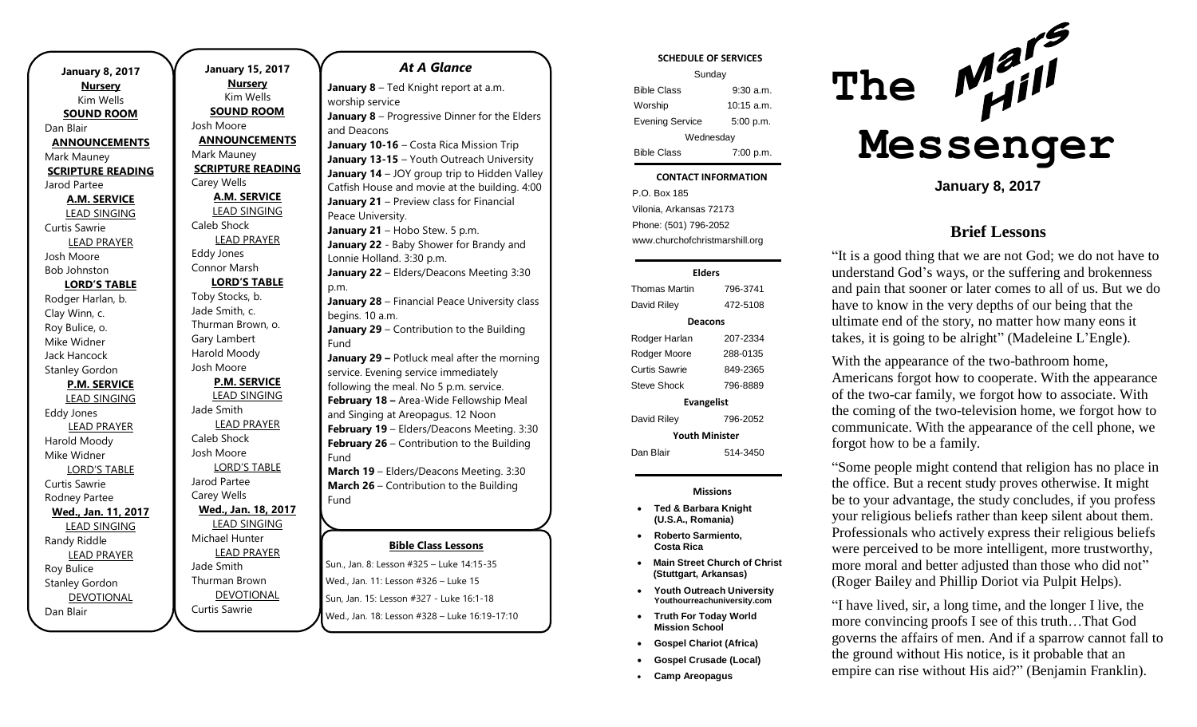**January 8, 2017**

**Nursery**
Kim Wells

**SOUND ROOM**
Dan Blair

**ANNOUNCEMENTS**
Mark Mauney

**SCRIPTURE READING**
Jarod Partee

**A.M. SERVICE**

LEAD SINGING
Curtis Sawrie

LEAD PRAYER
Josh Moore
Bob Johnston

**LORD'S TABLE**
Rodger Harlan, b.
Clay Winn, c.
Roy Bulice, o.
Mike Widner
Jack Hancock
Stanley Gordon

**P.M. SERVICE**

LEAD SINGING
Eddy Jones

LEAD PRAYER
Harold Moody
Mike Widner

LORD'S TABLE
Curtis Sawrie
Rodney Partee

**Wed., Jan. 11, 2017**

LEAD SINGING
Randy Riddle

LEAD PRAYER
Roy Bulice
Stanley Gordon

DEVOTIONAL
Dan Blair

**January 15, 2017**

**Nursery**
Kim Wells

**SOUND ROOM**
Josh Moore

**ANNOUNCEMENTS**
Mark Mauney

**SCRIPTURE READING**
Carey Wells

**A.M. SERVICE**

LEAD SINGING
Caleb Shock

LEAD PRAYER
Eddy Jones
Connor Marsh

**LORD'S TABLE**
Toby Stocks, b.
Jade Smith, c.
Thurman Brown, o.
Gary Lambert
Harold Moody
Josh Moore

**P.M. SERVICE**

LEAD SINGING
Jade Smith

LEAD PRAYER
Caleb Shock
Josh Moore

LORD'S TABLE
Jarod Partee
Carey Wells

**Wed., Jan. 18, 2017**

LEAD SINGING
Michael Hunter

LEAD PRAYER
Jade Smith
Thurman Brown

DEVOTIONAL
Curtis Sawrie

## *At A Glance*

**January 8** – Ted Knight report at a.m. worship service
**January 8** – Progressive Dinner for the Elders and Deacons
**January 10-16** – Costa Rica Mission Trip
**January 13-15** – Youth Outreach University
**January 14** – JOY group trip to Hidden Valley Catfish House and movie at the building. 4:00
**January 21** – Preview class for Financial Peace University.
**January 21** – Hobo Stew. 5 p.m.
**January 22** - Baby Shower for Brandy and Lonnie Holland. 3:30 p.m.
**January 22** – Elders/Deacons Meeting 3:30 p.m.
**January 28** – Financial Peace University class begins. 10 a.m.
**January 29** – Contribution to the Building Fund
**January 29 –** Potluck meal after the morning service. Evening service immediately following the meal. No 5 p.m. service.
**February 18 –** Area-Wide Fellowship Meal and Singing at Areopagus. 12 Noon
**February 19** – Elders/Deacons Meeting. 3:30
**February 26** – Contribution to the Building Fund
**March 19** – Elders/Deacons Meeting. 3:30
**March 26** – Contribution to the Building Fund

**Bible Class Lessons**

Sun., Jan. 8: Lesson #325 – Luke 14:15-35
Wed., Jan. 11: Lesson #326 – Luke 15
Sun, Jan. 15: Lesson #327 - Luke 16:1-18
Wed., Jan. 18: Lesson #328 – Luke 16:19-17:10

**SCHEDULE OF SERVICES**

| Sunday | |
|---|---|
| Bible Class | 9:30 a.m. |
| Worship | 10:15 a.m. |
| Evening Service | 5:00 p.m. |
| Wednesday | |
| Bible Class | 7:00 p.m. |

**CONTACT INFORMATION**

P.O. Box 185
Vilonia, Arkansas 72173
Phone: (501) 796-2052
www.churchofchristmarshill.org

**Elders**

| | |
|---|---|
| Thomas Martin | 796-3741 |
| David Riley | 472-5108 |
| **Deacons** | |
| Rodger Harlan | 207-2334 |
| Rodger Moore | 288-0135 |
| Curtis Sawrie | 849-2365 |
| Steve Shock | 796-8889 |
| **Evangelist** | |
| David Riley | 796-2052 |
| **Youth Minister** | |
| Dan Blair | 514-3450 |

**Missions**

- **Ted & Barbara Knight (U.S.A., Romania)**
- **Roberto Sarmiento, Costa Rica**
- **Main Street Church of Christ (Stuttgart, Arkansas)**
- **Youth Outreach University Youthourreachuniversity.com**
- **Truth For Today World Mission School**
- **Gospel Chariot (Africa)**
- **Gospel Crusade (Local)**
- **Camp Areopagus**

# The Mars Hill Messenger

**January 8, 2017**

## Brief Lessons

"It is a good thing that we are not God; we do not have to understand God's ways, or the suffering and brokenness and pain that sooner or later comes to all of us. But we do have to know in the very depths of our being that the ultimate end of the story, no matter how many eons it takes, it is going to be alright" (Madeleine L'Engle).

With the appearance of the two-bathroom home, Americans forgot how to cooperate. With the appearance of the two-car family, we forgot how to associate. With the coming of the two-television home, we forgot how to communicate. With the appearance of the cell phone, we forgot how to be a family.

"Some people might contend that religion has no place in the office. But a recent study proves otherwise. It might be to your advantage, the study concludes, if you profess your religious beliefs rather than keep silent about them. Professionals who actively express their religious beliefs were perceived to be more intelligent, more trustworthy, more moral and better adjusted than those who did not" (Roger Bailey and Phillip Doriot via Pulpit Helps).

"I have lived, sir, a long time, and the longer I live, the more convincing proofs I see of this truth…That God governs the affairs of men. And if a sparrow cannot fall to the ground without His notice, is it probable that an empire can rise without His aid?" (Benjamin Franklin).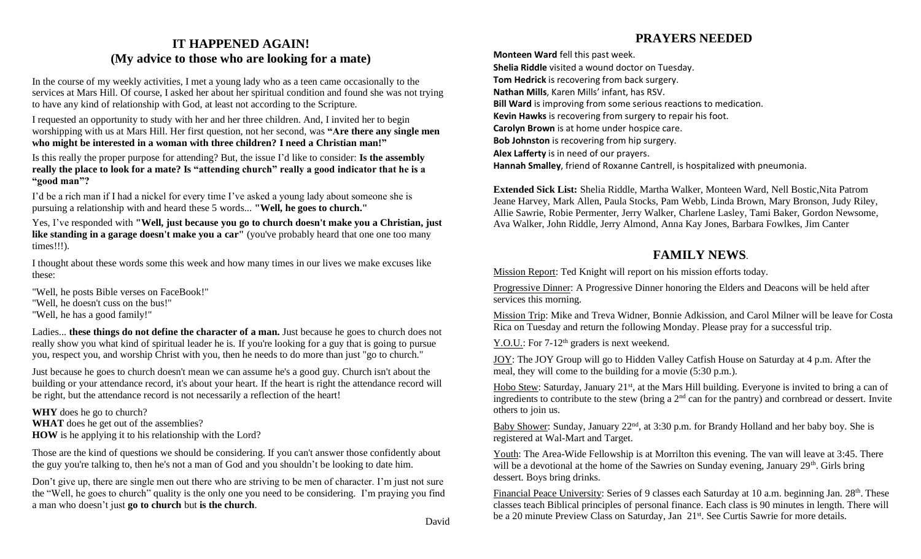## IT HAPPENED AGAIN!
## (My advice to those who are looking for a mate)

In the course of my weekly activities, I met a young lady who as a teen came occasionally to the services at Mars Hill. Of course, I asked her about her spiritual condition and found she was not trying to have any kind of relationship with God, at least not according to the Scripture.

I requested an opportunity to study with her and her three children. And, I invited her to begin worshipping with us at Mars Hill. Her first question, not her second, was **"Are there any single men who might be interested in a woman with three children? I need a Christian man!"**

Is this really the proper purpose for attending? But, the issue I'd like to consider: **Is the assembly really the place to look for a mate? Is "attending church" really a good indicator that he is a "good man"?**

I'd be a rich man if I had a nickel for every time I've asked a young lady about someone she is pursuing a relationship with and heard these 5 words... **"Well, he goes to church."**

Yes, I've responded with **"Well, just because you go to church doesn't make you a Christian, just like standing in a garage doesn't make you a car"** (you've probably heard that one one too many times!!!).

I thought about these words some this week and how many times in our lives we make excuses like these:

"Well, he posts Bible verses on FaceBook!"
"Well, he doesn't cuss on the bus!"
"Well, he has a good family!"

Ladies... **these things do not define the character of a man.** Just because he goes to church does not really show you what kind of spiritual leader he is. If you're looking for a guy that is going to pursue you, respect you, and worship Christ with you, then he needs to do more than just "go to church."

Just because he goes to church doesn't mean we can assume he's a good guy. Church isn't about the building or your attendance record, it's about your heart. If the heart is right the attendance record will be right, but the attendance record is not necessarily a reflection of the heart!

**WHY** does he go to church?
**WHAT** does he get out of the assemblies?
**HOW** is he applying it to his relationship with the Lord?

Those are the kind of questions we should be considering. If you can't answer those confidently about the guy you're talking to, then he's not a man of God and you shouldn't be looking to date him.

Don't give up, there are single men out there who are striving to be men of character. I'm just not sure the "Well, he goes to church" quality is the only one you need to be considering. I'm praying you find a man who doesn't just **go to church** but **is the church**.

David

## PRAYERS NEEDED

**Monteen Ward** fell this past week.
**Shelia Riddle** visited a wound doctor on Tuesday.
**Tom Hedrick** is recovering from back surgery.
**Nathan Mills**, Karen Mills' infant, has RSV.
**Bill Ward** is improving from some serious reactions to medication.
**Kevin Hawks** is recovering from surgery to repair his foot.
**Carolyn Brown** is at home under hospice care.
**Bob Johnston** is recovering from hip surgery.
**Alex Lafferty** is in need of our prayers.
**Hannah Smalley**, friend of Roxanne Cantrell, is hospitalized with pneumonia.

**Extended Sick List:** Shelia Riddle, Martha Walker, Monteen Ward, Nell Bostic,Nita Patrom Jeane Harvey, Mark Allen, Paula Stocks, Pam Webb, Linda Brown, Mary Bronson, Judy Riley, Allie Sawrie, Robie Permenter, Jerry Walker, Charlene Lasley, Tami Baker, Gordon Newsome, Ava Walker, John Riddle, Jerry Almond, Anna Kay Jones, Barbara Fowlkes, Jim Canter

## FAMILY NEWS.

Mission Report: Ted Knight will report on his mission efforts today.

Progressive Dinner: A Progressive Dinner honoring the Elders and Deacons will be held after services this morning.

Mission Trip: Mike and Treva Widner, Bonnie Adkission, and Carol Milner will be leave for Costa Rica on Tuesday and return the following Monday. Please pray for a successful trip.

Y.O.U.: For 7-12th graders is next weekend.

JOY: The JOY Group will go to Hidden Valley Catfish House on Saturday at 4 p.m. After the meal, they will come to the building for a movie (5:30 p.m.).

Hobo Stew: Saturday, January 21st, at the Mars Hill building. Everyone is invited to bring a can of ingredients to contribute to the stew (bring a 2nd can for the pantry) and cornbread or dessert. Invite others to join us.

Baby Shower: Sunday, January 22nd, at 3:30 p.m. for Brandy Holland and her baby boy. She is registered at Wal-Mart and Target.

Youth: The Area-Wide Fellowship is at Morrilton this evening. The van will leave at 3:45. There will be a devotional at the home of the Sawries on Sunday evening, January 29th. Girls bring dessert. Boys bring drinks.

Financial Peace University: Series of 9 classes each Saturday at 10 a.m. beginning Jan. 28th. These classes teach Biblical principles of personal finance. Each class is 90 minutes in length. There will be a 20 minute Preview Class on Saturday, Jan 21st. See Curtis Sawrie for more details.